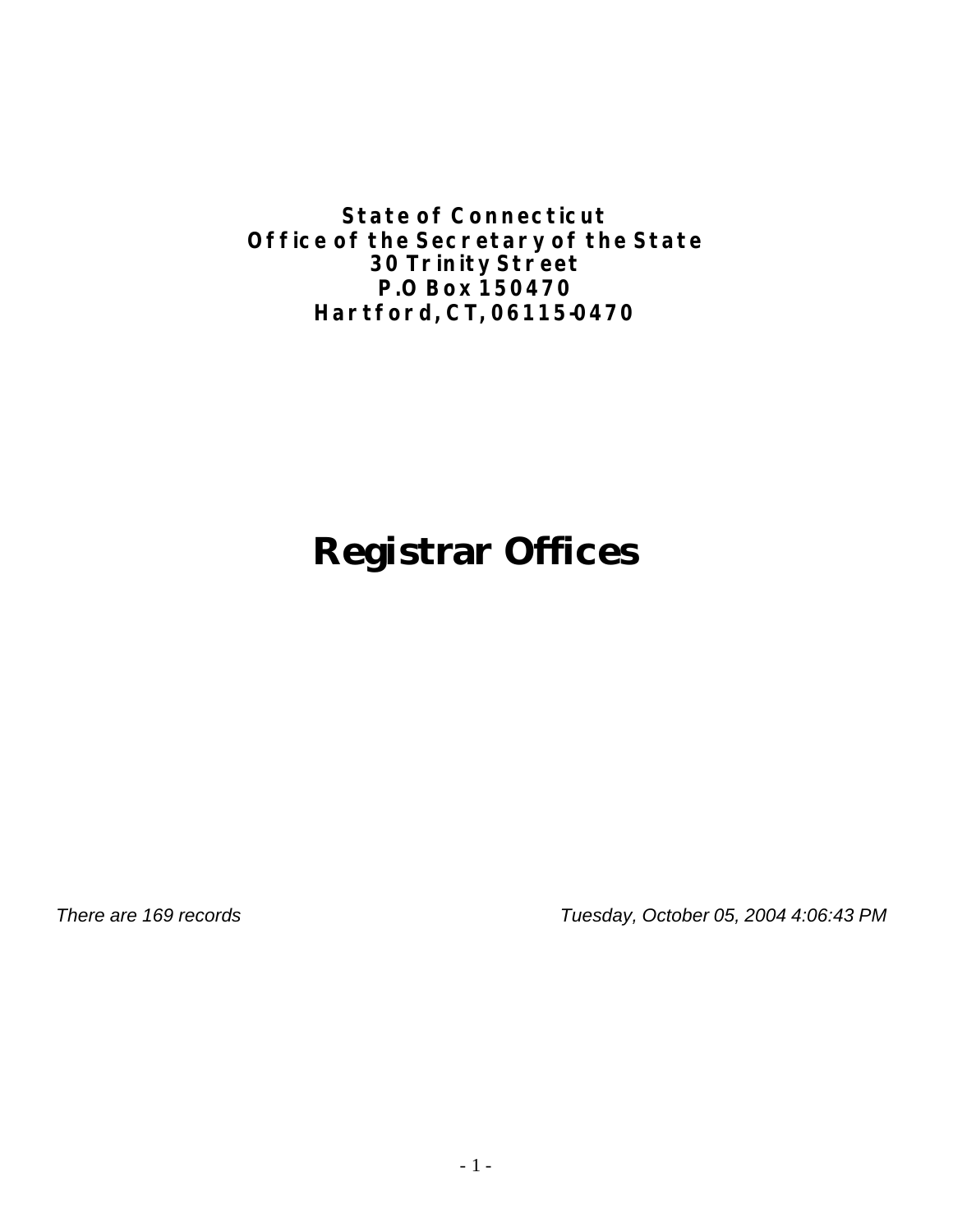**State of Connecticut**
**Office of the Secretary of the State**
**30 Trinity Street**
**P.O Box 150470**
**Hartford, CT, 06115-0470**

# Registrar Offices

*There are 169 records*

*Tuesday, October 05, 2004 4:06:43 PM*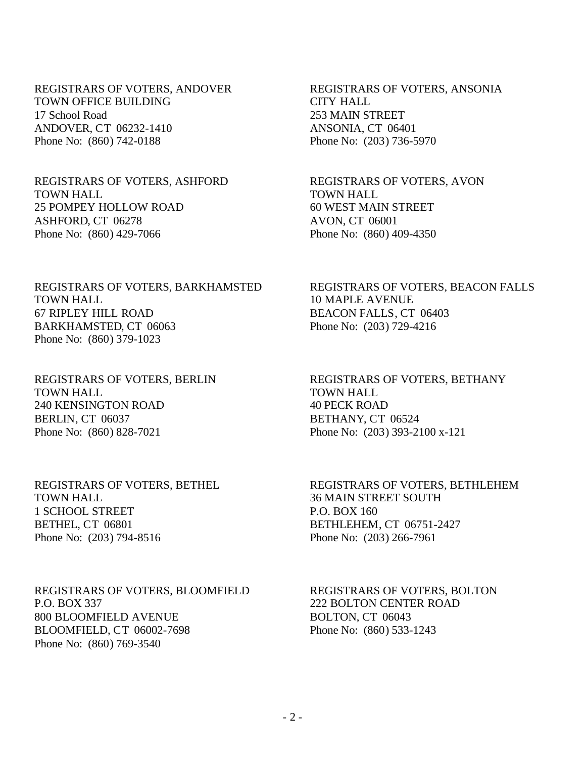REGISTRARS OF VOTERS, ANDOVER
TOWN OFFICE BUILDING
17 School Road
ANDOVER, CT 06232-1410
Phone No: (860) 742-0188

REGISTRARS OF VOTERS, ANSONIA
CITY HALL
253 MAIN STREET
ANSONIA, CT 06401
Phone No: (203) 736-5970

REGISTRARS OF VOTERS, ASHFORD
TOWN HALL
25 POMPEY HOLLOW ROAD
ASHFORD, CT 06278
Phone No: (860) 429-7066

REGISTRARS OF VOTERS, AVON
TOWN HALL
60 WEST MAIN STREET
AVON, CT 06001
Phone No: (860) 409-4350

REGISTRARS OF VOTERS, BARKHAMSTED
TOWN HALL
67 RIPLEY HILL ROAD
BARKHAMSTED, CT 06063
Phone No: (860) 379-1023

REGISTRARS OF VOTERS, BEACON FALLS
10 MAPLE AVENUE
BEACON FALLS, CT 06403
Phone No: (203) 729-4216

REGISTRARS OF VOTERS, BERLIN
TOWN HALL
240 KENSINGTON ROAD
BERLIN, CT 06037
Phone No: (860) 828-7021

REGISTRARS OF VOTERS, BETHANY
TOWN HALL
40 PECK ROAD
BETHANY, CT 06524
Phone No: (203) 393-2100 x-121

REGISTRARS OF VOTERS, BETHEL
TOWN HALL
1 SCHOOL STREET
BETHEL, CT 06801
Phone No: (203) 794-8516

REGISTRARS OF VOTERS, BETHLEHEM
36 MAIN STREET SOUTH
P.O. BOX 160
BETHLEHEM, CT 06751-2427
Phone No: (203) 266-7961

REGISTRARS OF VOTERS, BLOOMFIELD
P.O. BOX 337
800 BLOOMFIELD AVENUE
BLOOMFIELD, CT 06002-7698
Phone No: (860) 769-3540

REGISTRARS OF VOTERS, BOLTON
222 BOLTON CENTER ROAD
BOLTON, CT 06043
Phone No: (860) 533-1243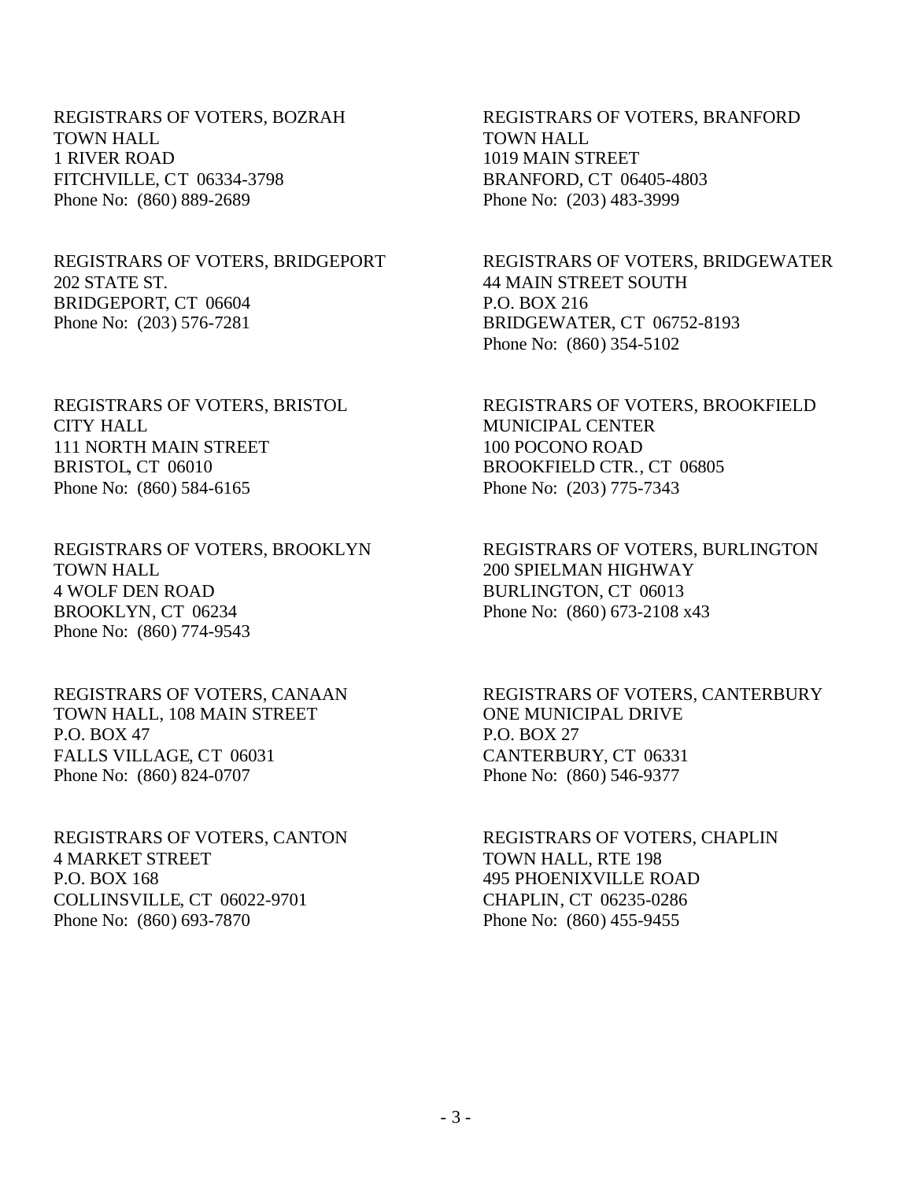REGISTRARS OF VOTERS, BOZRAH
TOWN HALL
1 RIVER ROAD
FITCHVILLE, CT 06334-3798
Phone No: (860) 889-2689

REGISTRARS OF VOTERS, BRANFORD
TOWN HALL
1019 MAIN STREET
BRANFORD, CT 06405-4803
Phone No: (203) 483-3999

REGISTRARS OF VOTERS, BRIDGEPORT
202 STATE ST.
BRIDGEPORT, CT 06604
Phone No: (203) 576-7281

REGISTRARS OF VOTERS, BRIDGEWATER
44 MAIN STREET SOUTH
P.O. BOX 216
BRIDGEWATER, CT 06752-8193
Phone No: (860) 354-5102

REGISTRARS OF VOTERS, BRISTOL
CITY HALL
111 NORTH MAIN STREET
BRISTOL, CT 06010
Phone No: (860) 584-6165

REGISTRARS OF VOTERS, BROOKFIELD
MUNICIPAL CENTER
100 POCONO ROAD
BROOKFIELD CTR., CT 06805
Phone No: (203) 775-7343

REGISTRARS OF VOTERS, BROOKLYN
TOWN HALL
4 WOLF DEN ROAD
BROOKLYN, CT 06234
Phone No: (860) 774-9543

REGISTRARS OF VOTERS, BURLINGTON
200 SPIELMAN HIGHWAY
BURLINGTON, CT 06013
Phone No: (860) 673-2108 x43

REGISTRARS OF VOTERS, CANAAN
TOWN HALL, 108 MAIN STREET
P.O. BOX 47
FALLS VILLAGE, CT 06031
Phone No: (860) 824-0707

REGISTRARS OF VOTERS, CANTERBURY
ONE MUNICIPAL DRIVE
P.O. BOX 27
CANTERBURY, CT 06331
Phone No: (860) 546-9377

REGISTRARS OF VOTERS, CANTON
4 MARKET STREET
P.O. BOX 168
COLLINSVILLE, CT 06022-9701
Phone No: (860) 693-7870

REGISTRARS OF VOTERS, CHAPLIN
TOWN HALL, RTE 198
495 PHOENIXVILLE ROAD
CHAPLIN, CT 06235-0286
Phone No: (860) 455-9455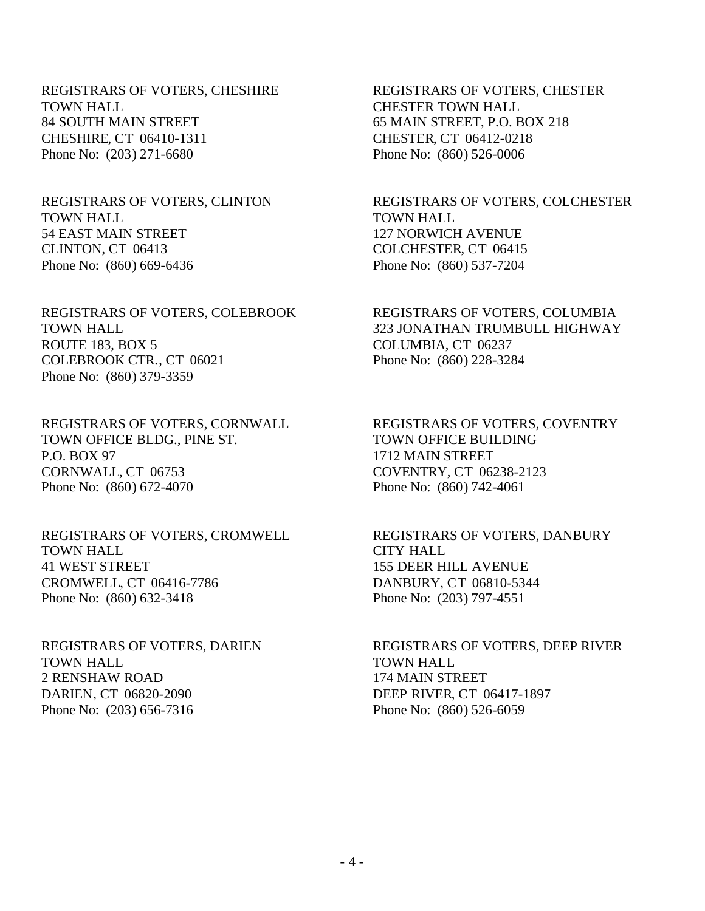REGISTRARS OF VOTERS, CHESHIRE
TOWN HALL
84 SOUTH MAIN STREET
CHESHIRE, CT 06410-1311
Phone No: (203) 271-6680

REGISTRARS OF VOTERS, CHESTER
CHESTER TOWN HALL
65 MAIN STREET, P.O. BOX 218
CHESTER, CT 06412-0218
Phone No: (860) 526-0006

REGISTRARS OF VOTERS, CLINTON
TOWN HALL
54 EAST MAIN STREET
CLINTON, CT 06413
Phone No: (860) 669-6436

REGISTRARS OF VOTERS, COLCHESTER
TOWN HALL
127 NORWICH AVENUE
COLCHESTER, CT 06415
Phone No: (860) 537-7204

REGISTRARS OF VOTERS, COLEBROOK
TOWN HALL
ROUTE 183, BOX 5
COLEBROOK CTR., CT 06021
Phone No: (860) 379-3359

REGISTRARS OF VOTERS, COLUMBIA
323 JONATHAN TRUMBULL HIGHWAY
COLUMBIA, CT 06237
Phone No: (860) 228-3284

REGISTRARS OF VOTERS, CORNWALL
TOWN OFFICE BLDG., PINE ST.
P.O. BOX 97
CORNWALL, CT 06753
Phone No: (860) 672-4070

REGISTRARS OF VOTERS, COVENTRY
TOWN OFFICE BUILDING
1712 MAIN STREET
COVENTRY, CT 06238-2123
Phone No: (860) 742-4061

REGISTRARS OF VOTERS, CROMWELL
TOWN HALL
41 WEST STREET
CROMWELL, CT 06416-7786
Phone No: (860) 632-3418

REGISTRARS OF VOTERS, DANBURY
CITY HALL
155 DEER HILL AVENUE
DANBURY, CT 06810-5344
Phone No: (203) 797-4551

REGISTRARS OF VOTERS, DARIEN
TOWN HALL
2 RENSHAW ROAD
DARIEN, CT 06820-2090
Phone No: (203) 656-7316

REGISTRARS OF VOTERS, DEEP RIVER
TOWN HALL
174 MAIN STREET
DEEP RIVER, CT 06417-1897
Phone No: (860) 526-6059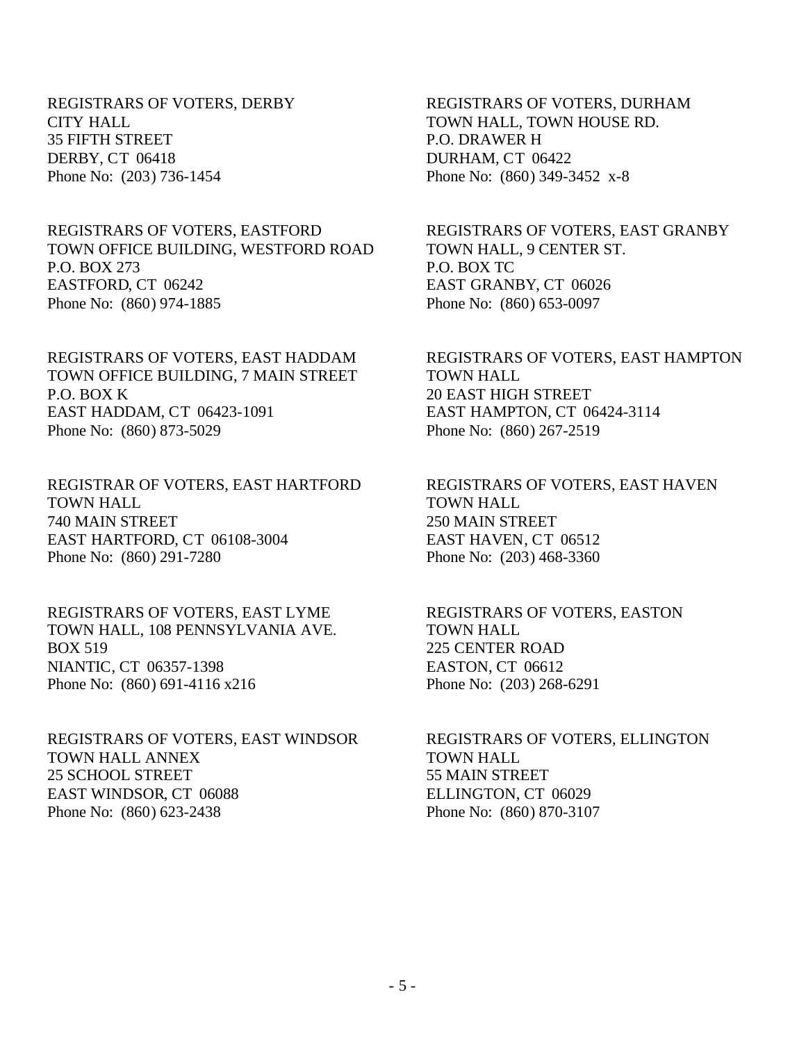REGISTRARS OF VOTERS, DERBY
CITY HALL
35 FIFTH STREET
DERBY, CT 06418
Phone No: (203) 736-1454

REGISTRARS OF VOTERS, DURHAM
TOWN HALL, TOWN HOUSE RD.
P.O. DRAWER H
DURHAM, CT 06422
Phone No: (860) 349-3452 x-8

REGISTRARS OF VOTERS, EASTFORD
TOWN OFFICE BUILDING, WESTFORD ROAD
P.O. BOX 273
EASTFORD, CT 06242
Phone No: (860) 974-1885

REGISTRARS OF VOTERS, EAST GRANBY
TOWN HALL, 9 CENTER ST.
P.O. BOX TC
EAST GRANBY, CT 06026
Phone No: (860) 653-0097

REGISTRARS OF VOTERS, EAST HADDAM
TOWN OFFICE BUILDING, 7 MAIN STREET
P.O. BOX K
EAST HADDAM, CT 06423-1091
Phone No: (860) 873-5029

REGISTRARS OF VOTERS, EAST HAMPTON
TOWN HALL
20 EAST HIGH STREET
EAST HAMPTON, CT 06424-3114
Phone No: (860) 267-2519

REGISTRAR OF VOTERS, EAST HARTFORD
TOWN HALL
740 MAIN STREET
EAST HARTFORD, CT 06108-3004
Phone No: (860) 291-7280

REGISTRARS OF VOTERS, EAST HAVEN
TOWN HALL
250 MAIN STREET
EAST HAVEN, CT 06512
Phone No: (203) 468-3360

REGISTRARS OF VOTERS, EAST LYME
TOWN HALL, 108 PENNSYLVANIA AVE.
BOX 519
NIANTIC, CT 06357-1398
Phone No: (860) 691-4116 x216

REGISTRARS OF VOTERS, EASTON
TOWN HALL
225 CENTER ROAD
EASTON, CT 06612
Phone No: (203) 268-6291

REGISTRARS OF VOTERS, EAST WINDSOR
TOWN HALL ANNEX
25 SCHOOL STREET
EAST WINDSOR, CT 06088
Phone No: (860) 623-2438

REGISTRARS OF VOTERS, ELLINGTON
TOWN HALL
55 MAIN STREET
ELLINGTON, CT 06029
Phone No: (860) 870-3107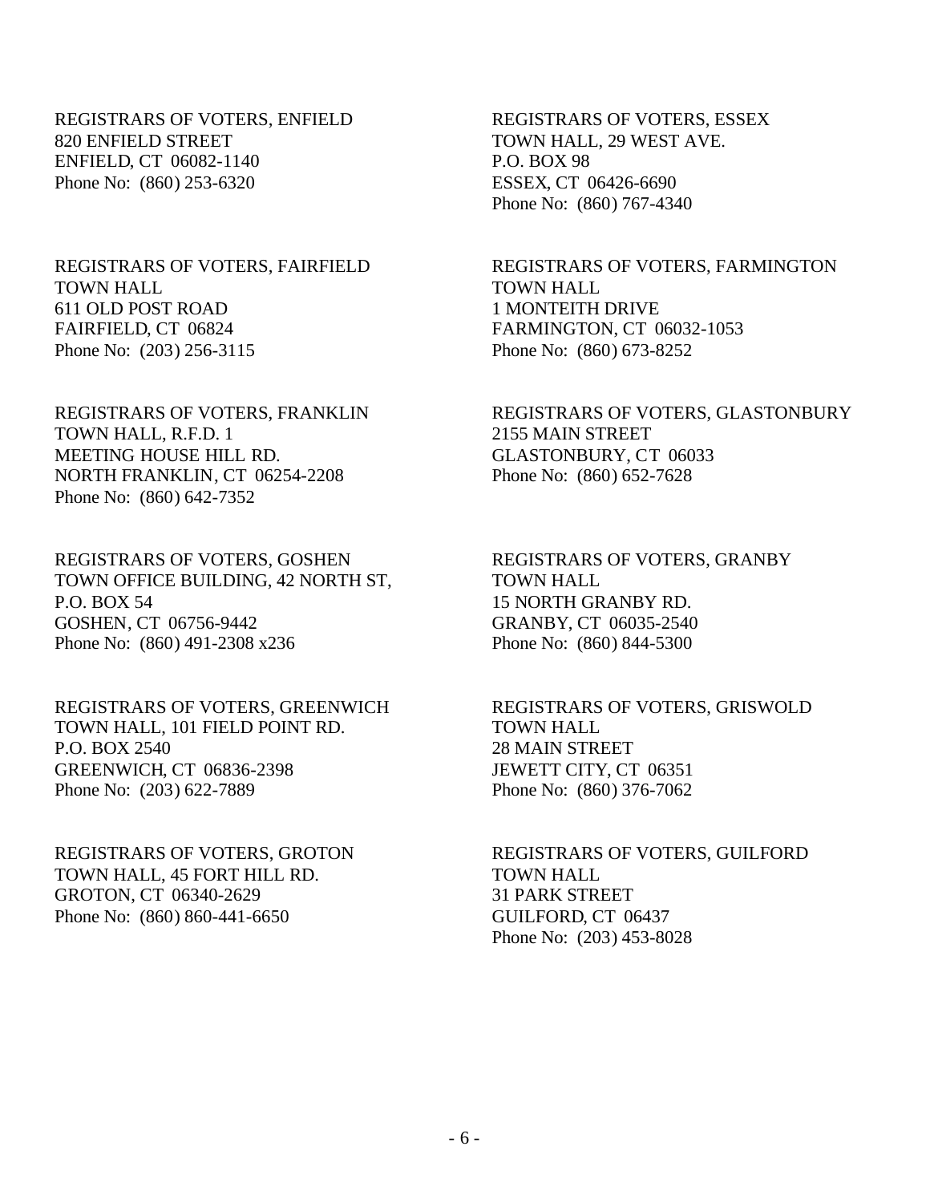REGISTRARS OF VOTERS, ENFIELD
820 ENFIELD STREET
ENFIELD, CT 06082-1140
Phone No: (860) 253-6320

REGISTRARS OF VOTERS, ESSEX
TOWN HALL, 29 WEST AVE.
P.O. BOX 98
ESSEX, CT 06426-6690
Phone No: (860) 767-4340

REGISTRARS OF VOTERS, FAIRFIELD
TOWN HALL
611 OLD POST ROAD
FAIRFIELD, CT 06824
Phone No: (203) 256-3115

REGISTRARS OF VOTERS, FARMINGTON
TOWN HALL
1 MONTEITH DRIVE
FARMINGTON, CT 06032-1053
Phone No: (860) 673-8252

REGISTRARS OF VOTERS, FRANKLIN
TOWN HALL, R.F.D. 1
MEETING HOUSE HILL RD.
NORTH FRANKLIN, CT 06254-2208
Phone No: (860) 642-7352

REGISTRARS OF VOTERS, GLASTONBURY
2155 MAIN STREET
GLASTONBURY, CT 06033
Phone No: (860) 652-7628

REGISTRARS OF VOTERS, GOSHEN
TOWN OFFICE BUILDING, 42 NORTH ST,
P.O. BOX 54
GOSHEN, CT 06756-9442
Phone No: (860) 491-2308 x236

REGISTRARS OF VOTERS, GRANBY
TOWN HALL
15 NORTH GRANBY RD.
GRANBY, CT 06035-2540
Phone No: (860) 844-5300

REGISTRARS OF VOTERS, GREENWICH
TOWN HALL, 101 FIELD POINT RD.
P.O. BOX 2540
GREENWICH, CT 06836-2398
Phone No: (203) 622-7889

REGISTRARS OF VOTERS, GRISWOLD
TOWN HALL
28 MAIN STREET
JEWETT CITY, CT 06351
Phone No: (860) 376-7062

REGISTRARS OF VOTERS, GROTON
TOWN HALL, 45 FORT HILL RD.
GROTON, CT 06340-2629
Phone No: (860) 860-441-6650

REGISTRARS OF VOTERS, GUILFORD
TOWN HALL
31 PARK STREET
GUILFORD, CT 06437
Phone No: (203) 453-8028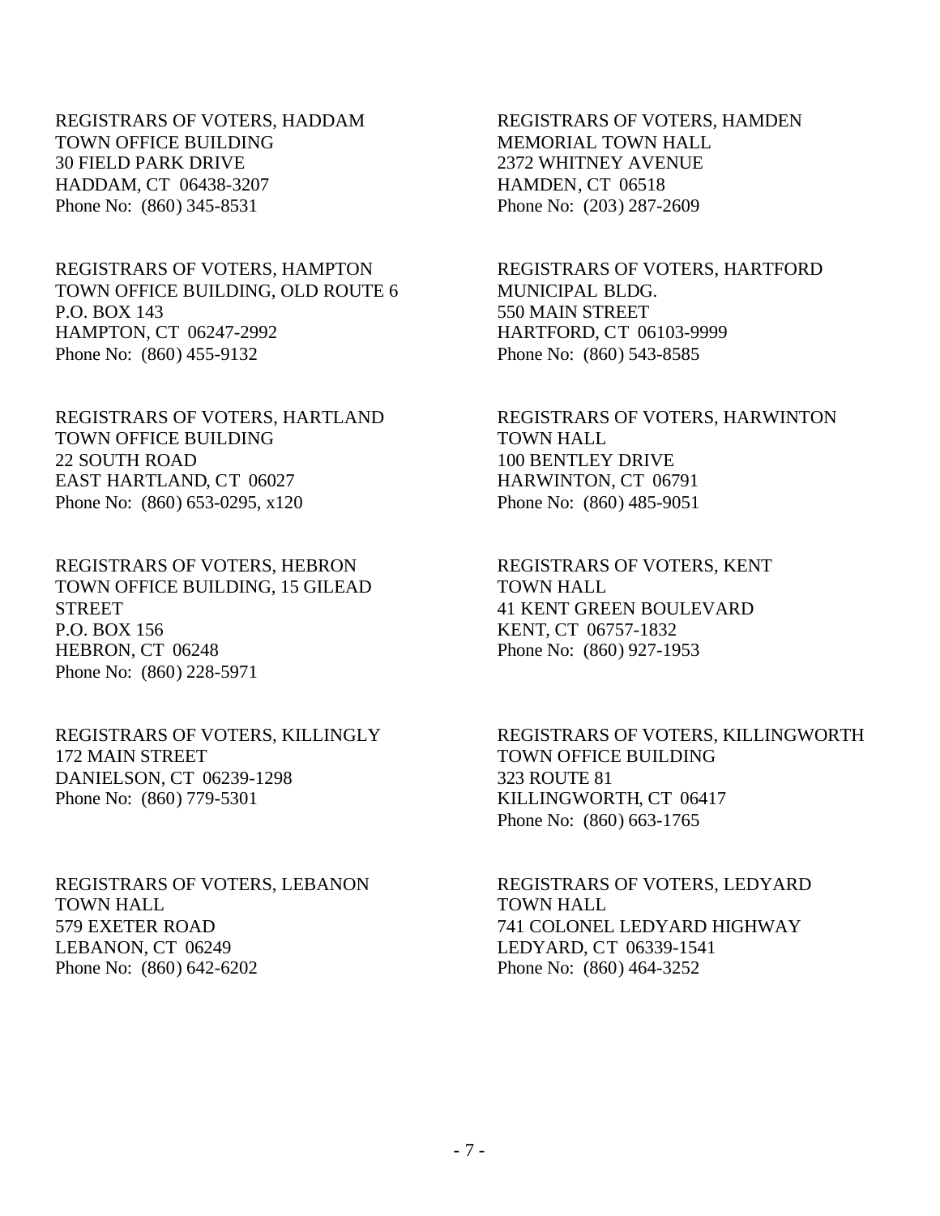REGISTRARS OF VOTERS, HADDAM
TOWN OFFICE BUILDING
30 FIELD PARK DRIVE
HADDAM, CT 06438-3207
Phone No: (860) 345-8531

REGISTRARS OF VOTERS, HAMDEN
MEMORIAL TOWN HALL
2372 WHITNEY AVENUE
HAMDEN, CT 06518
Phone No: (203) 287-2609

REGISTRARS OF VOTERS, HAMPTON
TOWN OFFICE BUILDING, OLD ROUTE 6
P.O. BOX 143
HAMPTON, CT 06247-2992
Phone No: (860) 455-9132

REGISTRARS OF VOTERS, HARTFORD
MUNICIPAL BLDG.
550 MAIN STREET
HARTFORD, CT 06103-9999
Phone No: (860) 543-8585

REGISTRARS OF VOTERS, HARTLAND
TOWN OFFICE BUILDING
22 SOUTH ROAD
EAST HARTLAND, CT 06027
Phone No: (860) 653-0295, x120

REGISTRARS OF VOTERS, HARWINTON
TOWN HALL
100 BENTLEY DRIVE
HARWINTON, CT 06791
Phone No: (860) 485-9051

REGISTRARS OF VOTERS, HEBRON
TOWN OFFICE BUILDING, 15 GILEAD STREET
P.O. BOX 156
HEBRON, CT 06248
Phone No: (860) 228-5971

REGISTRARS OF VOTERS, KENT
TOWN HALL
41 KENT GREEN BOULEVARD
KENT, CT 06757-1832
Phone No: (860) 927-1953

REGISTRARS OF VOTERS, KILLINGLY
172 MAIN STREET
DANIELSON, CT 06239-1298
Phone No: (860) 779-5301

REGISTRARS OF VOTERS, KILLINGWORTH
TOWN OFFICE BUILDING
323 ROUTE 81
KILLINGWORTH, CT 06417
Phone No: (860) 663-1765

REGISTRARS OF VOTERS, LEBANON
TOWN HALL
579 EXETER ROAD
LEBANON, CT 06249
Phone No: (860) 642-6202

REGISTRARS OF VOTERS, LEDYARD
TOWN HALL
741 COLONEL LEDYARD HIGHWAY
LEDYARD, CT 06339-1541
Phone No: (860) 464-3252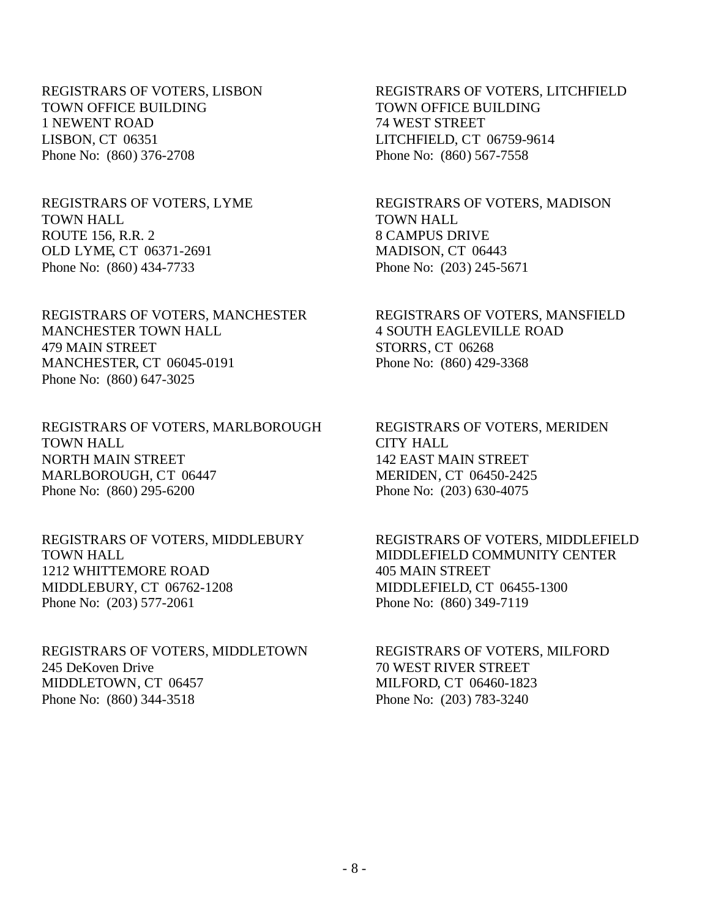REGISTRARS OF VOTERS, LISBON
TOWN OFFICE BUILDING
1 NEWENT ROAD
LISBON, CT 06351
Phone No: (860) 376-2708

REGISTRARS OF VOTERS, LITCHFIELD
TOWN OFFICE BUILDING
74 WEST STREET
LITCHFIELD, CT 06759-9614
Phone No: (860) 567-7558

REGISTRARS OF VOTERS, LYME
TOWN HALL
ROUTE 156, R.R. 2
OLD LYME, CT 06371-2691
Phone No: (860) 434-7733

REGISTRARS OF VOTERS, MADISON
TOWN HALL
8 CAMPUS DRIVE
MADISON, CT 06443
Phone No: (203) 245-5671

REGISTRARS OF VOTERS, MANCHESTER
MANCHESTER TOWN HALL
479 MAIN STREET
MANCHESTER, CT 06045-0191
Phone No: (860) 647-3025

REGISTRARS OF VOTERS, MANSFIELD
4 SOUTH EAGLEVILLE ROAD
STORRS, CT 06268
Phone No: (860) 429-3368

REGISTRARS OF VOTERS, MARLBOROUGH
TOWN HALL
NORTH MAIN STREET
MARLBOROUGH, CT 06447
Phone No: (860) 295-6200

REGISTRARS OF VOTERS, MERIDEN
CITY HALL
142 EAST MAIN STREET
MERIDEN, CT 06450-2425
Phone No: (203) 630-4075

REGISTRARS OF VOTERS, MIDDLEBURY
TOWN HALL
1212 WHITTEMORE ROAD
MIDDLEBURY, CT 06762-1208
Phone No: (203) 577-2061

REGISTRARS OF VOTERS, MIDDLEFIELD
MIDDLEFIELD COMMUNITY CENTER
405 MAIN STREET
MIDDLEFIELD, CT 06455-1300
Phone No: (860) 349-7119

REGISTRARS OF VOTERS, MIDDLETOWN
245 DeKoven Drive
MIDDLETOWN, CT 06457
Phone No: (860) 344-3518

REGISTRARS OF VOTERS, MILFORD
70 WEST RIVER STREET
MILFORD, CT 06460-1823
Phone No: (203) 783-3240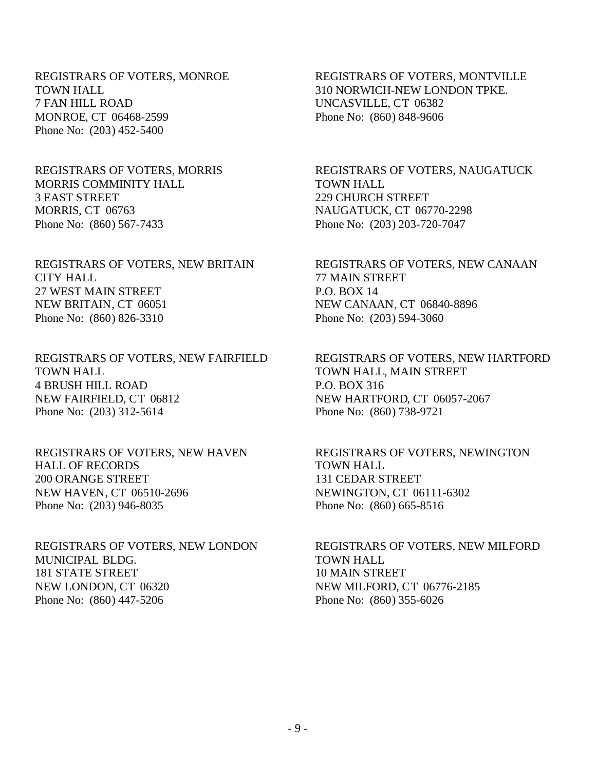REGISTRARS OF VOTERS, MONROE
TOWN HALL
7 FAN HILL ROAD
MONROE, CT 06468-2599
Phone No: (203) 452-5400

REGISTRARS OF VOTERS, MONTVILLE
310 NORWICH-NEW LONDON TPKE.
UNCASVILLE, CT 06382
Phone No: (860) 848-9606

REGISTRARS OF VOTERS, MORRIS
MORRIS COMMINITY HALL
3 EAST STREET
MORRIS, CT 06763
Phone No: (860) 567-7433

REGISTRARS OF VOTERS, NAUGATUCK
TOWN HALL
229 CHURCH STREET
NAUGATUCK, CT 06770-2298
Phone No: (203) 203-720-7047

REGISTRARS OF VOTERS, NEW BRITAIN
CITY HALL
27 WEST MAIN STREET
NEW BRITAIN, CT 06051
Phone No: (860) 826-3310

REGISTRARS OF VOTERS, NEW CANAAN
77 MAIN STREET
P.O. BOX 14
NEW CANAAN, CT 06840-8896
Phone No: (203) 594-3060

REGISTRARS OF VOTERS, NEW FAIRFIELD
TOWN HALL
4 BRUSH HILL ROAD
NEW FAIRFIELD, CT 06812
Phone No: (203) 312-5614

REGISTRARS OF VOTERS, NEW HARTFORD
TOWN HALL, MAIN STREET
P.O. BOX 316
NEW HARTFORD, CT 06057-2067
Phone No: (860) 738-9721

REGISTRARS OF VOTERS, NEW HAVEN
HALL OF RECORDS
200 ORANGE STREET
NEW HAVEN, CT 06510-2696
Phone No: (203) 946-8035

REGISTRARS OF VOTERS, NEWINGTON
TOWN HALL
131 CEDAR STREET
NEWINGTON, CT 06111-6302
Phone No: (860) 665-8516

REGISTRARS OF VOTERS, NEW LONDON
MUNICIPAL BLDG.
181 STATE STREET
NEW LONDON, CT 06320
Phone No: (860) 447-5206

REGISTRARS OF VOTERS, NEW MILFORD
TOWN HALL
10 MAIN STREET
NEW MILFORD, CT 06776-2185
Phone No: (860) 355-6026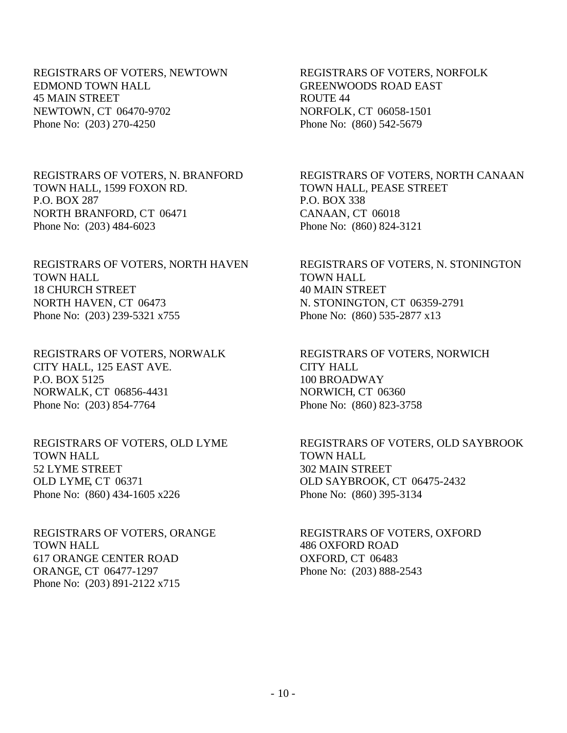REGISTRARS OF VOTERS, NEWTOWN
EDMOND TOWN HALL
45 MAIN STREET
NEWTOWN, CT 06470-9702
Phone No: (203) 270-4250

REGISTRARS OF VOTERS, NORFOLK
GREENWOODS ROAD EAST
ROUTE 44
NORFOLK, CT 06058-1501
Phone No: (860) 542-5679

REGISTRARS OF VOTERS, N. BRANFORD
TOWN HALL, 1599 FOXON RD.
P.O. BOX 287
NORTH BRANFORD, CT 06471
Phone No: (203) 484-6023

REGISTRARS OF VOTERS, NORTH CANAAN
TOWN HALL, PEASE STREET
P.O. BOX 338
CANAAN, CT 06018
Phone No: (860) 824-3121

REGISTRARS OF VOTERS, NORTH HAVEN
TOWN HALL
18 CHURCH STREET
NORTH HAVEN, CT 06473
Phone No: (203) 239-5321 x755

REGISTRARS OF VOTERS, N. STONINGTON
TOWN HALL
40 MAIN STREET
N. STONINGTON, CT 06359-2791
Phone No: (860) 535-2877 x13

REGISTRARS OF VOTERS, NORWALK
CITY HALL, 125 EAST AVE.
P.O. BOX 5125
NORWALK, CT 06856-4431
Phone No: (203) 854-7764

REGISTRARS OF VOTERS, NORWICH
CITY HALL
100 BROADWAY
NORWICH, CT 06360
Phone No: (860) 823-3758

REGISTRARS OF VOTERS, OLD LYME
TOWN HALL
52 LYME STREET
OLD LYME, CT 06371
Phone No: (860) 434-1605 x226

REGISTRARS OF VOTERS, OLD SAYBROOK
TOWN HALL
302 MAIN STREET
OLD SAYBROOK, CT 06475-2432
Phone No: (860) 395-3134

REGISTRARS OF VOTERS, ORANGE
TOWN HALL
617 ORANGE CENTER ROAD
ORANGE, CT 06477-1297
Phone No: (203) 891-2122 x715

REGISTRARS OF VOTERS, OXFORD
486 OXFORD ROAD
OXFORD, CT 06483
Phone No: (203) 888-2543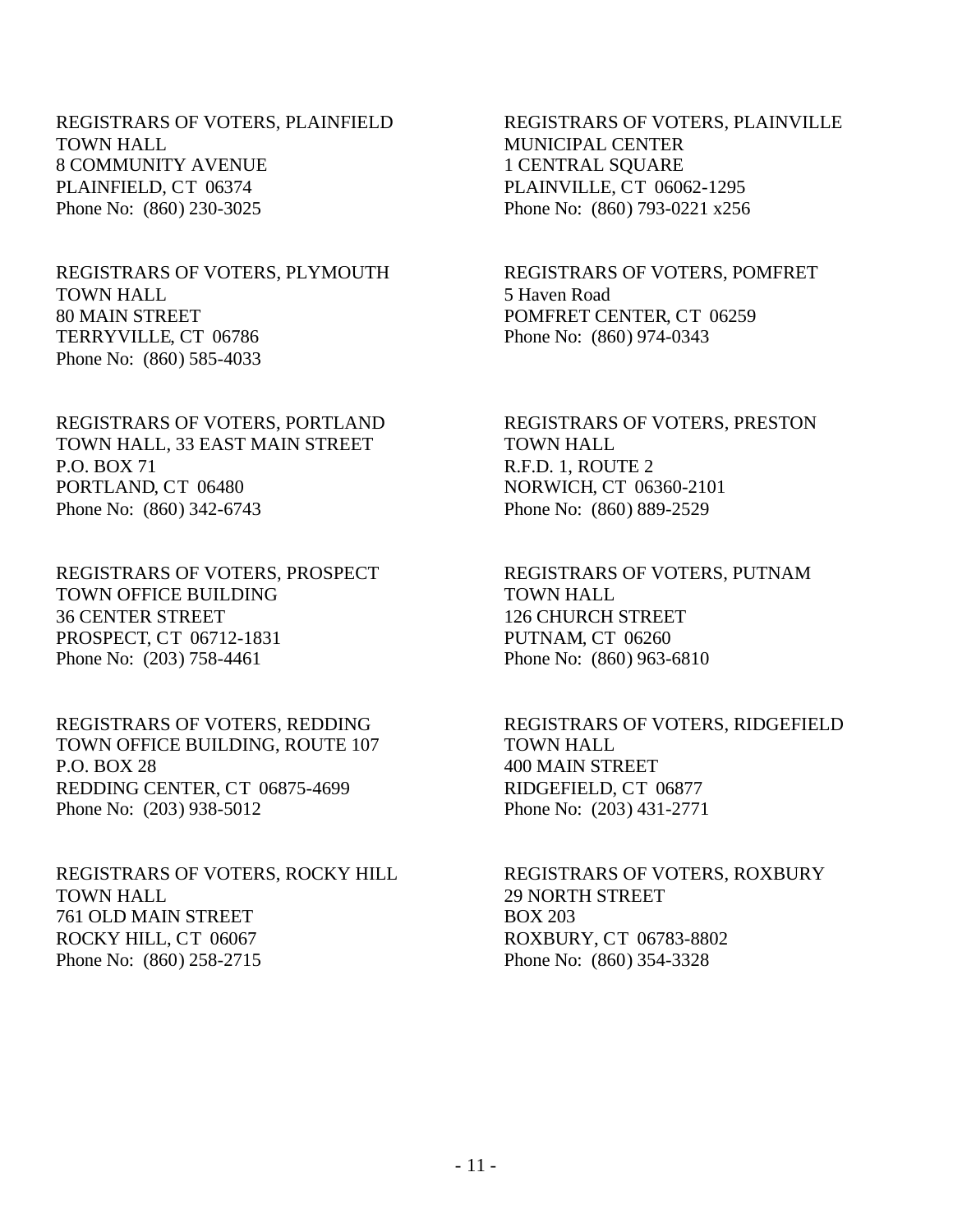REGISTRARS OF VOTERS, PLAINFIELD
TOWN HALL
8 COMMUNITY AVENUE
PLAINFIELD, CT 06374
Phone No: (860) 230-3025

REGISTRARS OF VOTERS, PLAINVILLE
MUNICIPAL CENTER
1 CENTRAL SQUARE
PLAINVILLE, CT 06062-1295
Phone No: (860) 793-0221 x256

REGISTRARS OF VOTERS, PLYMOUTH
TOWN HALL
80 MAIN STREET
TERRYVILLE, CT 06786
Phone No: (860) 585-4033

REGISTRARS OF VOTERS, POMFRET
5 Haven Road
POMFRET CENTER, CT 06259
Phone No: (860) 974-0343

REGISTRARS OF VOTERS, PORTLAND
TOWN HALL, 33 EAST MAIN STREET
P.O. BOX 71
PORTLAND, CT 06480
Phone No: (860) 342-6743

REGISTRARS OF VOTERS, PRESTON
TOWN HALL
R.F.D. 1, ROUTE 2
NORWICH, CT 06360-2101
Phone No: (860) 889-2529

REGISTRARS OF VOTERS, PROSPECT
TOWN OFFICE BUILDING
36 CENTER STREET
PROSPECT, CT 06712-1831
Phone No: (203) 758-4461

REGISTRARS OF VOTERS, PUTNAM
TOWN HALL
126 CHURCH STREET
PUTNAM, CT 06260
Phone No: (860) 963-6810

REGISTRARS OF VOTERS, REDDING
TOWN OFFICE BUILDING, ROUTE 107
P.O. BOX 28
REDDING CENTER, CT 06875-4699
Phone No: (203) 938-5012

REGISTRARS OF VOTERS, RIDGEFIELD
TOWN HALL
400 MAIN STREET
RIDGEFIELD, CT 06877
Phone No: (203) 431-2771

REGISTRARS OF VOTERS, ROCKY HILL
TOWN HALL
761 OLD MAIN STREET
ROCKY HILL, CT 06067
Phone No: (860) 258-2715

REGISTRARS OF VOTERS, ROXBURY
29 NORTH STREET
BOX 203
ROXBURY, CT 06783-8802
Phone No: (860) 354-3328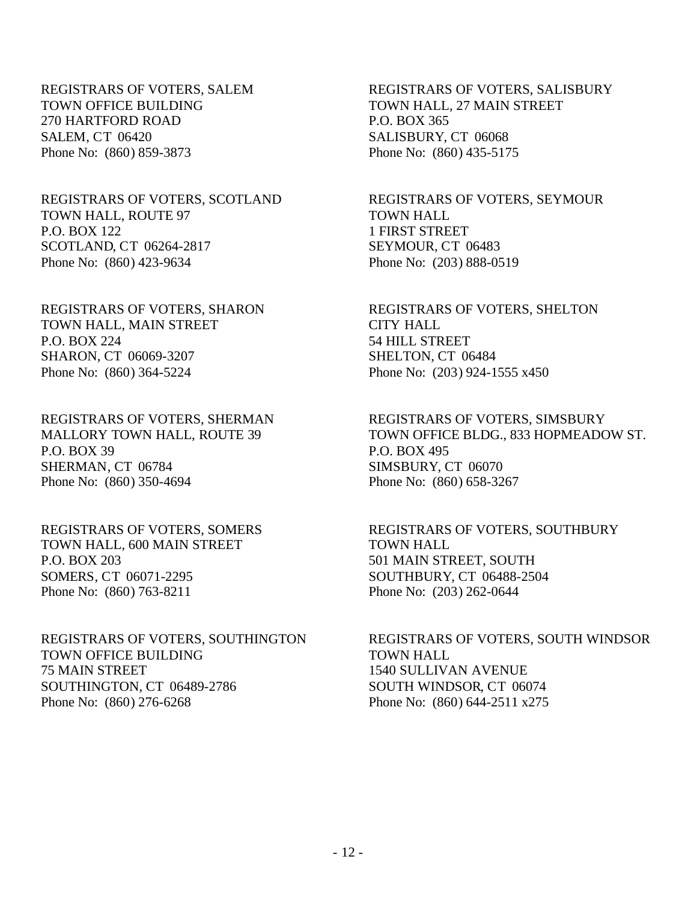REGISTRARS OF VOTERS, SALEM
TOWN OFFICE BUILDING
270 HARTFORD ROAD
SALEM, CT 06420
Phone No: (860) 859-3873

REGISTRARS OF VOTERS, SALISBURY
TOWN HALL, 27 MAIN STREET
P.O. BOX 365
SALISBURY, CT 06068
Phone No: (860) 435-5175

REGISTRARS OF VOTERS, SCOTLAND
TOWN HALL, ROUTE 97
P.O. BOX 122
SCOTLAND, CT 06264-2817
Phone No: (860) 423-9634

REGISTRARS OF VOTERS, SEYMOUR
TOWN HALL
1 FIRST STREET
SEYMOUR, CT 06483
Phone No: (203) 888-0519

REGISTRARS OF VOTERS, SHARON
TOWN HALL, MAIN STREET
P.O. BOX 224
SHARON, CT 06069-3207
Phone No: (860) 364-5224

REGISTRARS OF VOTERS, SHELTON
CITY HALL
54 HILL STREET
SHELTON, CT 06484
Phone No: (203) 924-1555 x450

REGISTRARS OF VOTERS, SHERMAN
MALLORY TOWN HALL, ROUTE 39
P.O. BOX 39
SHERMAN, CT 06784
Phone No: (860) 350-4694

REGISTRARS OF VOTERS, SIMSBURY
TOWN OFFICE BLDG., 833 HOPMEADOW ST.
P.O. BOX 495
SIMSBURY, CT 06070
Phone No: (860) 658-3267

REGISTRARS OF VOTERS, SOMERS
TOWN HALL, 600 MAIN STREET
P.O. BOX 203
SOMERS, CT 06071-2295
Phone No: (860) 763-8211

REGISTRARS OF VOTERS, SOUTHBURY
TOWN HALL
501 MAIN STREET, SOUTH
SOUTHBURY, CT 06488-2504
Phone No: (203) 262-0644

REGISTRARS OF VOTERS, SOUTHINGTON
TOWN OFFICE BUILDING
75 MAIN STREET
SOUTHINGTON, CT 06489-2786
Phone No: (860) 276-6268

REGISTRARS OF VOTERS, SOUTH WINDSOR
TOWN HALL
1540 SULLIVAN AVENUE
SOUTH WINDSOR, CT 06074
Phone No: (860) 644-2511 x275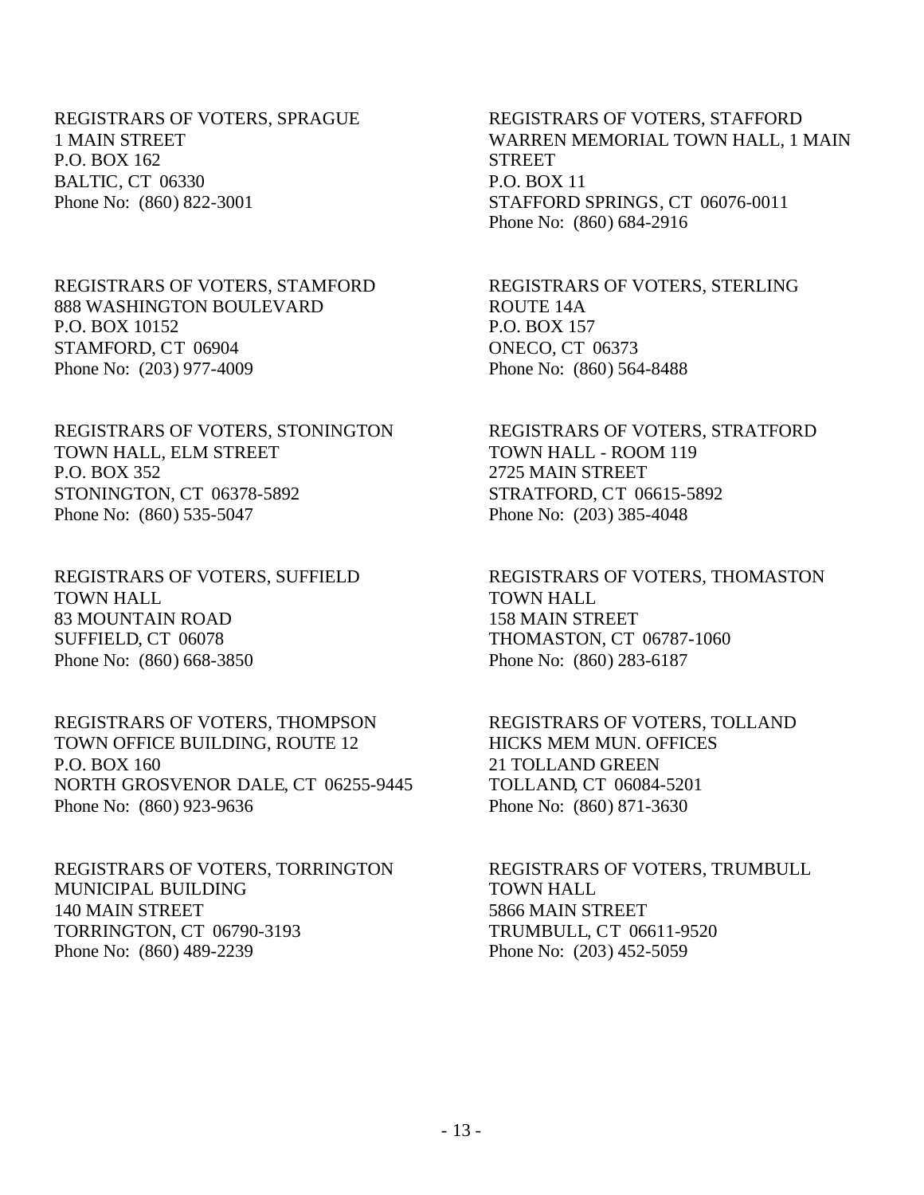REGISTRARS OF VOTERS, SPRAGUE
1 MAIN STREET
P.O. BOX 162
BALTIC, CT 06330
Phone No: (860) 822-3001

REGISTRARS OF VOTERS, STAFFORD
WARREN MEMORIAL TOWN HALL, 1 MAIN STREET
P.O. BOX 11
STAFFORD SPRINGS, CT 06076-0011
Phone No: (860) 684-2916

REGISTRARS OF VOTERS, STAMFORD
888 WASHINGTON BOULEVARD
P.O. BOX 10152
STAMFORD, CT 06904
Phone No: (203) 977-4009

REGISTRARS OF VOTERS, STERLING
ROUTE 14A
P.O. BOX 157
ONECO, CT 06373
Phone No: (860) 564-8488

REGISTRARS OF VOTERS, STONINGTON
TOWN HALL, ELM STREET
P.O. BOX 352
STONINGTON, CT 06378-5892
Phone No: (860) 535-5047

REGISTRARS OF VOTERS, STRATFORD
TOWN HALL - ROOM 119
2725 MAIN STREET
STRATFORD, CT 06615-5892
Phone No: (203) 385-4048

REGISTRARS OF VOTERS, SUFFIELD
TOWN HALL
83 MOUNTAIN ROAD
SUFFIELD, CT 06078
Phone No: (860) 668-3850

REGISTRARS OF VOTERS, THOMASTON
TOWN HALL
158 MAIN STREET
THOMASTON, CT 06787-1060
Phone No: (860) 283-6187

REGISTRARS OF VOTERS, THOMPSON
TOWN OFFICE BUILDING, ROUTE 12
P.O. BOX 160
NORTH GROSVENOR DALE, CT 06255-9445
Phone No: (860) 923-9636

REGISTRARS OF VOTERS, TOLLAND
HICKS MEM MUN. OFFICES
21 TOLLAND GREEN
TOLLAND, CT 06084-5201
Phone No: (860) 871-3630

REGISTRARS OF VOTERS, TORRINGTON
MUNICIPAL BUILDING
140 MAIN STREET
TORRINGTON, CT 06790-3193
Phone No: (860) 489-2239

REGISTRARS OF VOTERS, TRUMBULL
TOWN HALL
5866 MAIN STREET
TRUMBULL, CT 06611-9520
Phone No: (203) 452-5059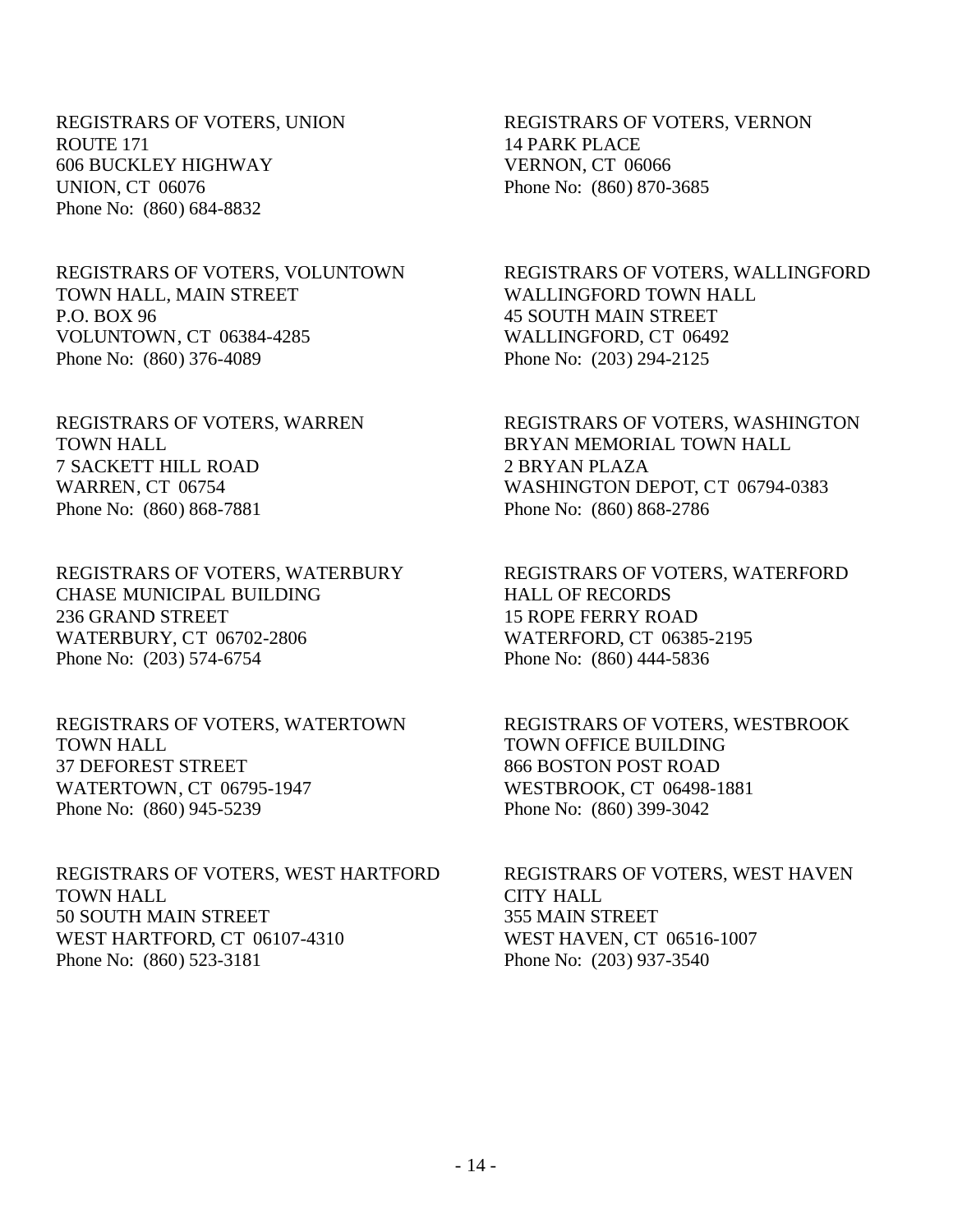REGISTRARS OF VOTERS, UNION
ROUTE 171
606 BUCKLEY HIGHWAY
UNION, CT 06076
Phone No: (860) 684-8832

REGISTRARS OF VOTERS, VERNON
14 PARK PLACE
VERNON, CT 06066
Phone No: (860) 870-3685

REGISTRARS OF VOTERS, VOLUNTOWN
TOWN HALL, MAIN STREET
P.O. BOX 96
VOLUNTOWN, CT 06384-4285
Phone No: (860) 376-4089

REGISTRARS OF VOTERS, WALLINGFORD
WALLINGFORD TOWN HALL
45 SOUTH MAIN STREET
WALLINGFORD, CT 06492
Phone No: (203) 294-2125

REGISTRARS OF VOTERS, WARREN
TOWN HALL
7 SACKETT HILL ROAD
WARREN, CT 06754
Phone No: (860) 868-7881

REGISTRARS OF VOTERS, WASHINGTON
BRYAN MEMORIAL TOWN HALL
2 BRYAN PLAZA
WASHINGTON DEPOT, CT 06794-0383
Phone No: (860) 868-2786

REGISTRARS OF VOTERS, WATERBURY
CHASE MUNICIPAL BUILDING
236 GRAND STREET
WATERBURY, CT 06702-2806
Phone No: (203) 574-6754

REGISTRARS OF VOTERS, WATERFORD
HALL OF RECORDS
15 ROPE FERRY ROAD
WATERFORD, CT 06385-2195
Phone No: (860) 444-5836

REGISTRARS OF VOTERS, WATERTOWN
TOWN HALL
37 DEFOREST STREET
WATERTOWN, CT 06795-1947
Phone No: (860) 945-5239

REGISTRARS OF VOTERS, WESTBROOK
TOWN OFFICE BUILDING
866 BOSTON POST ROAD
WESTBROOK, CT 06498-1881
Phone No: (860) 399-3042

REGISTRARS OF VOTERS, WEST HARTFORD
TOWN HALL
50 SOUTH MAIN STREET
WEST HARTFORD, CT 06107-4310
Phone No: (860) 523-3181

REGISTRARS OF VOTERS, WEST HAVEN
CITY HALL
355 MAIN STREET
WEST HAVEN, CT 06516-1007
Phone No: (203) 937-3540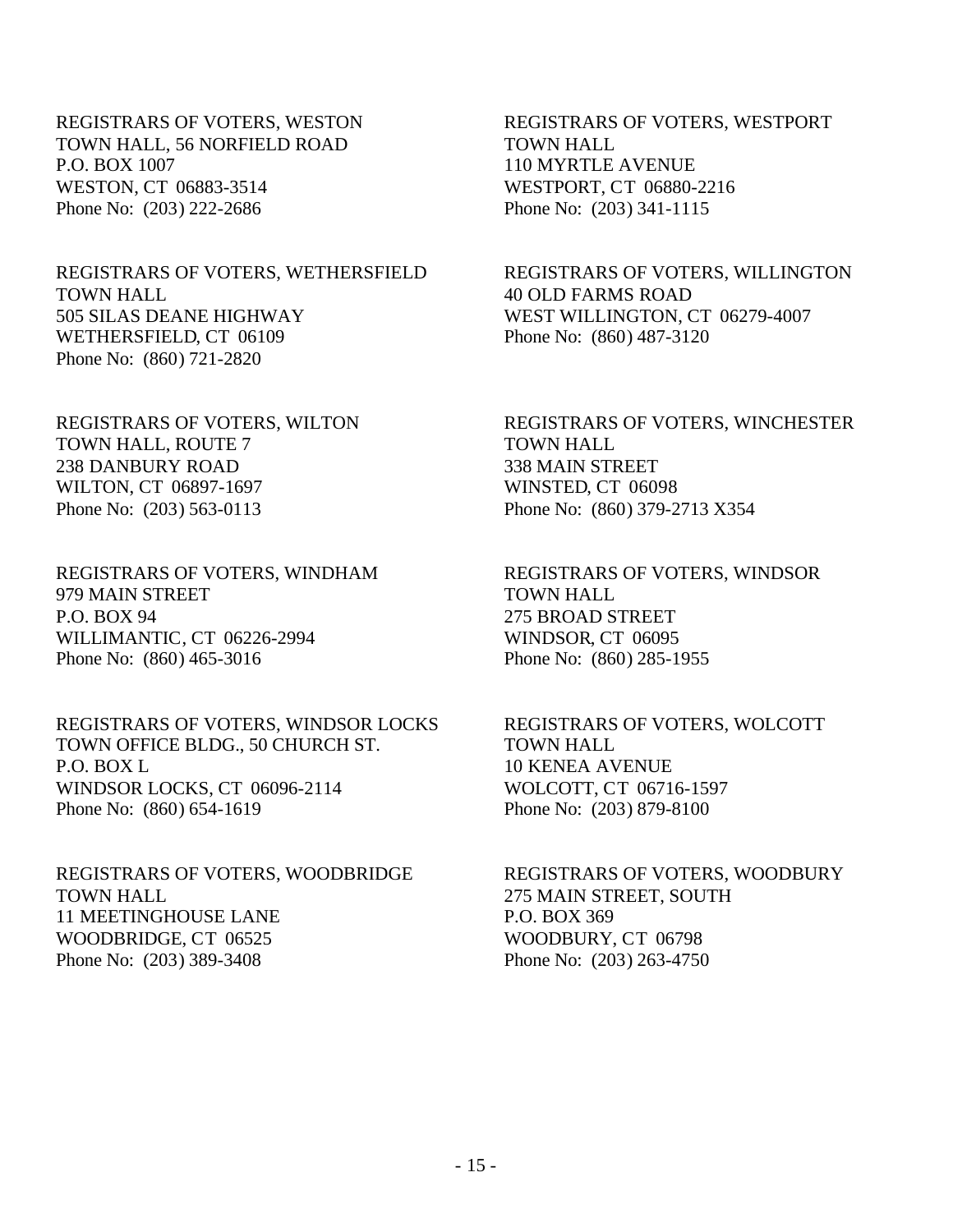REGISTRARS OF VOTERS, WESTON
TOWN HALL, 56 NORFIELD ROAD
P.O. BOX 1007
WESTON, CT 06883-3514
Phone No: (203) 222-2686

REGISTRARS OF VOTERS, WESTPORT
TOWN HALL
110 MYRTLE AVENUE
WESTPORT, CT 06880-2216
Phone No: (203) 341-1115

REGISTRARS OF VOTERS, WETHERSFIELD
TOWN HALL
505 SILAS DEANE HIGHWAY
WETHERSFIELD, CT 06109
Phone No: (860) 721-2820

REGISTRARS OF VOTERS, WILLINGTON
40 OLD FARMS ROAD
WEST WILLINGTON, CT 06279-4007
Phone No: (860) 487-3120

REGISTRARS OF VOTERS, WILTON
TOWN HALL, ROUTE 7
238 DANBURY ROAD
WILTON, CT 06897-1697
Phone No: (203) 563-0113

REGISTRARS OF VOTERS, WINCHESTER
TOWN HALL
338 MAIN STREET
WINSTED, CT 06098
Phone No: (860) 379-2713 X354

REGISTRARS OF VOTERS, WINDHAM
979 MAIN STREET
P.O. BOX 94
WILLIMANTIC, CT 06226-2994
Phone No: (860) 465-3016

REGISTRARS OF VOTERS, WINDSOR
TOWN HALL
275 BROAD STREET
WINDSOR, CT 06095
Phone No: (860) 285-1955

REGISTRARS OF VOTERS, WINDSOR LOCKS
TOWN OFFICE BLDG., 50 CHURCH ST.
P.O. BOX L
WINDSOR LOCKS, CT 06096-2114
Phone No: (860) 654-1619

REGISTRARS OF VOTERS, WOLCOTT
TOWN HALL
10 KENEA AVENUE
WOLCOTT, CT 06716-1597
Phone No: (203) 879-8100

REGISTRARS OF VOTERS, WOODBRIDGE
TOWN HALL
11 MEETINGHOUSE LANE
WOODBRIDGE, CT 06525
Phone No: (203) 389-3408

REGISTRARS OF VOTERS, WOODBURY
275 MAIN STREET, SOUTH
P.O. BOX 369
WOODBURY, CT 06798
Phone No: (203) 263-4750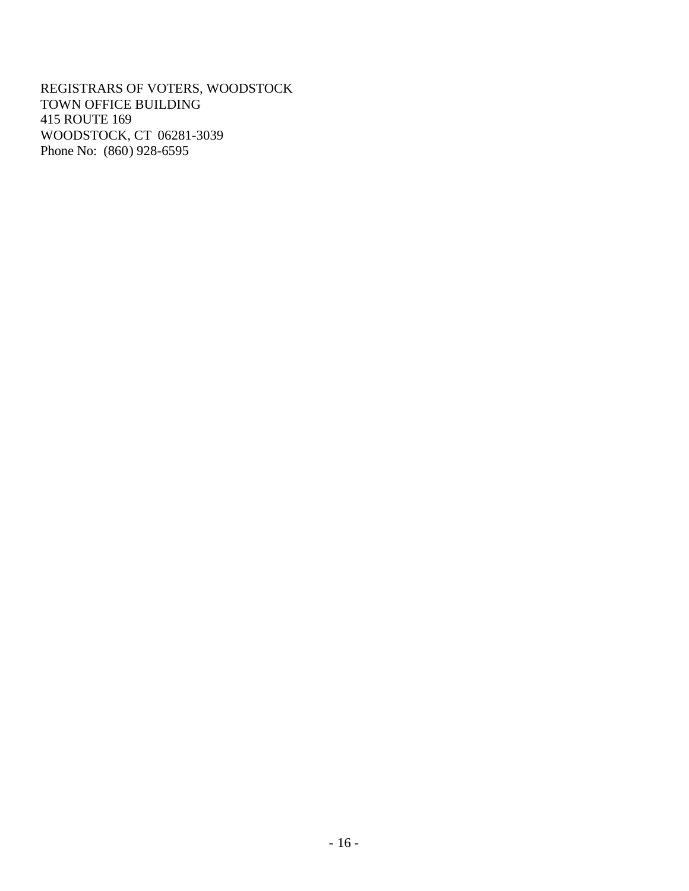REGISTRARS OF VOTERS, WOODSTOCK
TOWN OFFICE BUILDING
415 ROUTE 169
WOODSTOCK, CT 06281-3039
Phone No: (860) 928-6595